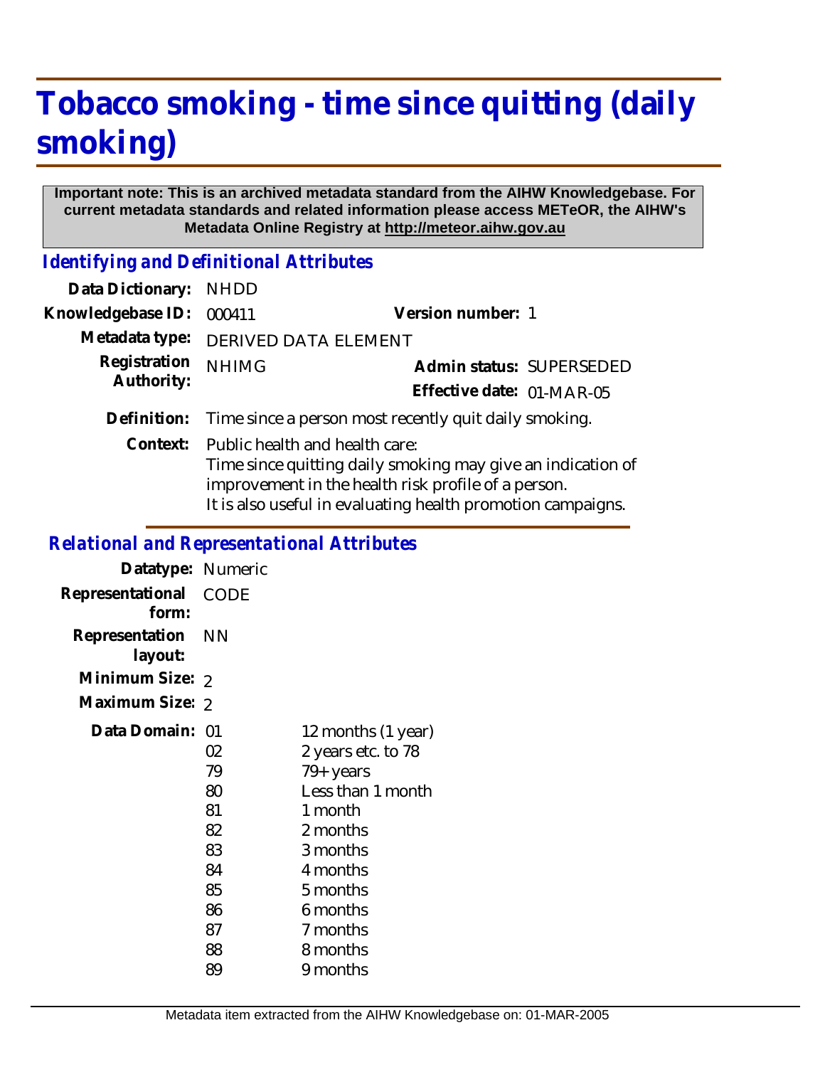# Tobacco smoking - time since quitting (daily smoking)

**Important note: This is an archived metadata standard from the AIHW Knowledgebase. For current metadata standards and related information please access METeOR, the AIHW's Metadata Online Registry at http://meteor.aihw.gov.au**

## Identifying and Definitional Attributes

**Data Dictionary:** NHDD

**Knowledgebase ID:** 000411 **Version number:** 1

**Metadata type:** DERIVED DATA ELEMENT

**Registration Authority:** NHIMG **Admin status:** SUPERSEDED

**Effective date:** 01-MAR-05

**Definition:** Time since a person most recently quit daily smoking.

**Context:** Public health and health care:
Time since quitting daily smoking may give an indication of improvement in the health risk profile of a person.
It is also useful in evaluating health promotion campaigns.

## Relational and Representational Attributes

**Datatype:** Numeric

**Representational form:** CODE

**Representation layout:** NN

**Minimum Size:** 2

**Maximum Size:** 2

**Data Domain:**

| Code | Description |
|---|---|
| 01 | 12 months (1 year) |
| 02 | 2 years etc. to 78 |
| 79 | 79+ years |
| 80 | Less than 1 month |
| 81 | 1 month |
| 82 | 2 months |
| 83 | 3 months |
| 84 | 4 months |
| 85 | 5 months |
| 86 | 6 months |
| 87 | 7 months |
| 88 | 8 months |
| 89 | 9 months |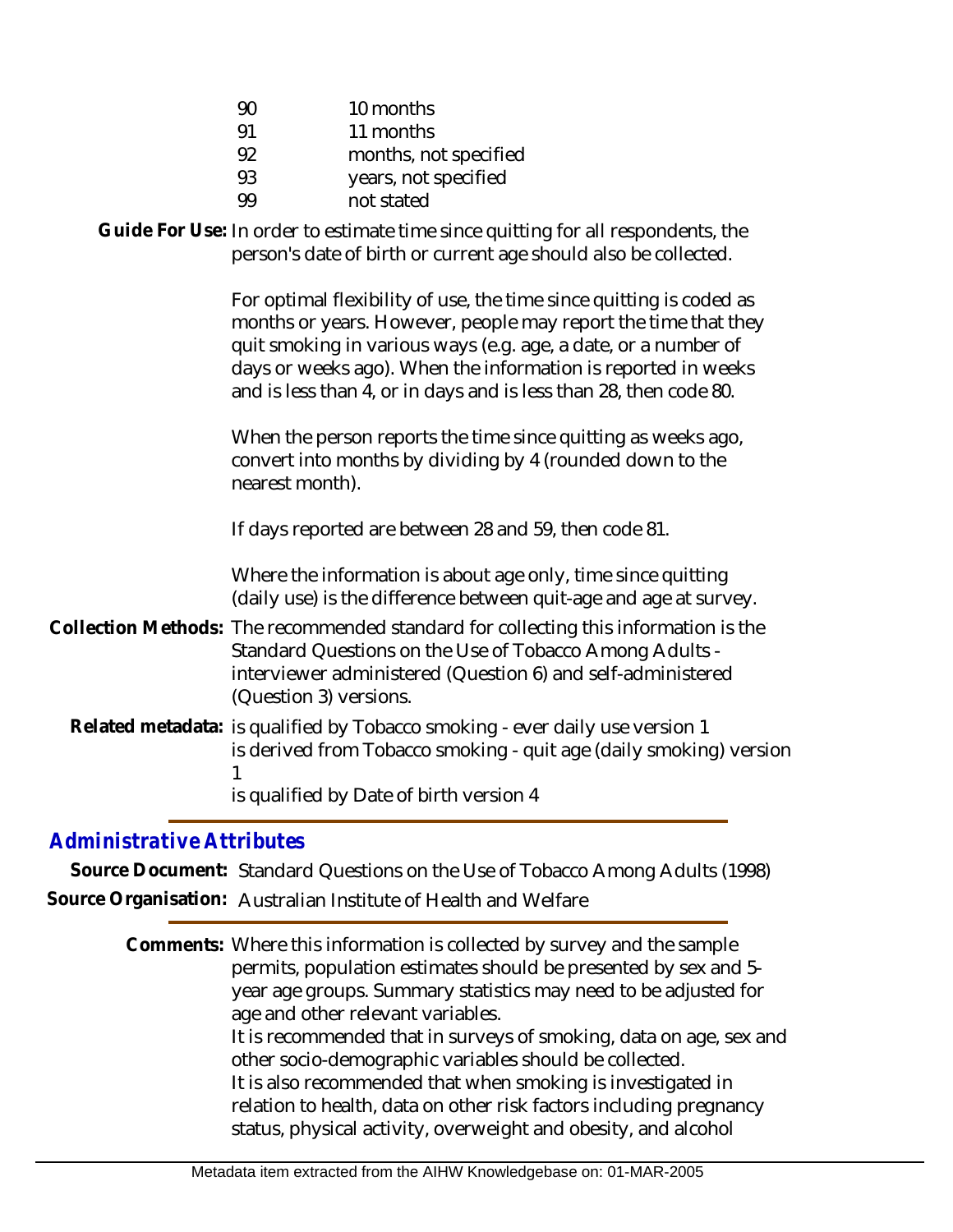| | |
|---|---|
| 90 | 10 months |
| 91 | 11 months |
| 92 | months, not specified |
| 93 | years, not specified |
| 99 | not stated |

**Guide For Use:** In order to estimate time since quitting for all respondents, the person's date of birth or current age should also be collected.

For optimal flexibility of use, the time since quitting is coded as months or years. However, people may report the time that they quit smoking in various ways (e.g. age, a date, or a number of days or weeks ago). When the information is reported in weeks and is less than 4, or in days and is less than 28, then code 80.

When the person reports the time since quitting as weeks ago, convert into months by dividing by 4 (rounded down to the nearest month).

If days reported are between 28 and 59, then code 81.

Where the information is about age only, time since quitting (daily use) is the difference between quit-age and age at survey.

**Collection Methods:** The recommended standard for collecting this information is the Standard Questions on the Use of Tobacco Among Adults - interviewer administered (Question 6) and self-administered (Question 3) versions.

**Related metadata:** is qualified by Tobacco smoking - ever daily use version 1
is derived from Tobacco smoking - quit age (daily smoking) version 1
is qualified by Date of birth version 4

## Administrative Attributes

**Source Document:** Standard Questions on the Use of Tobacco Among Adults (1998)

**Source Organisation:** Australian Institute of Health and Welfare

**Comments:** Where this information is collected by survey and the sample permits, population estimates should be presented by sex and 5-year age groups. Summary statistics may need to be adjusted for age and other relevant variables.
It is recommended that in surveys of smoking, data on age, sex and other socio-demographic variables should be collected.
It is also recommended that when smoking is investigated in relation to health, data on other risk factors including pregnancy status, physical activity, overweight and obesity, and alcohol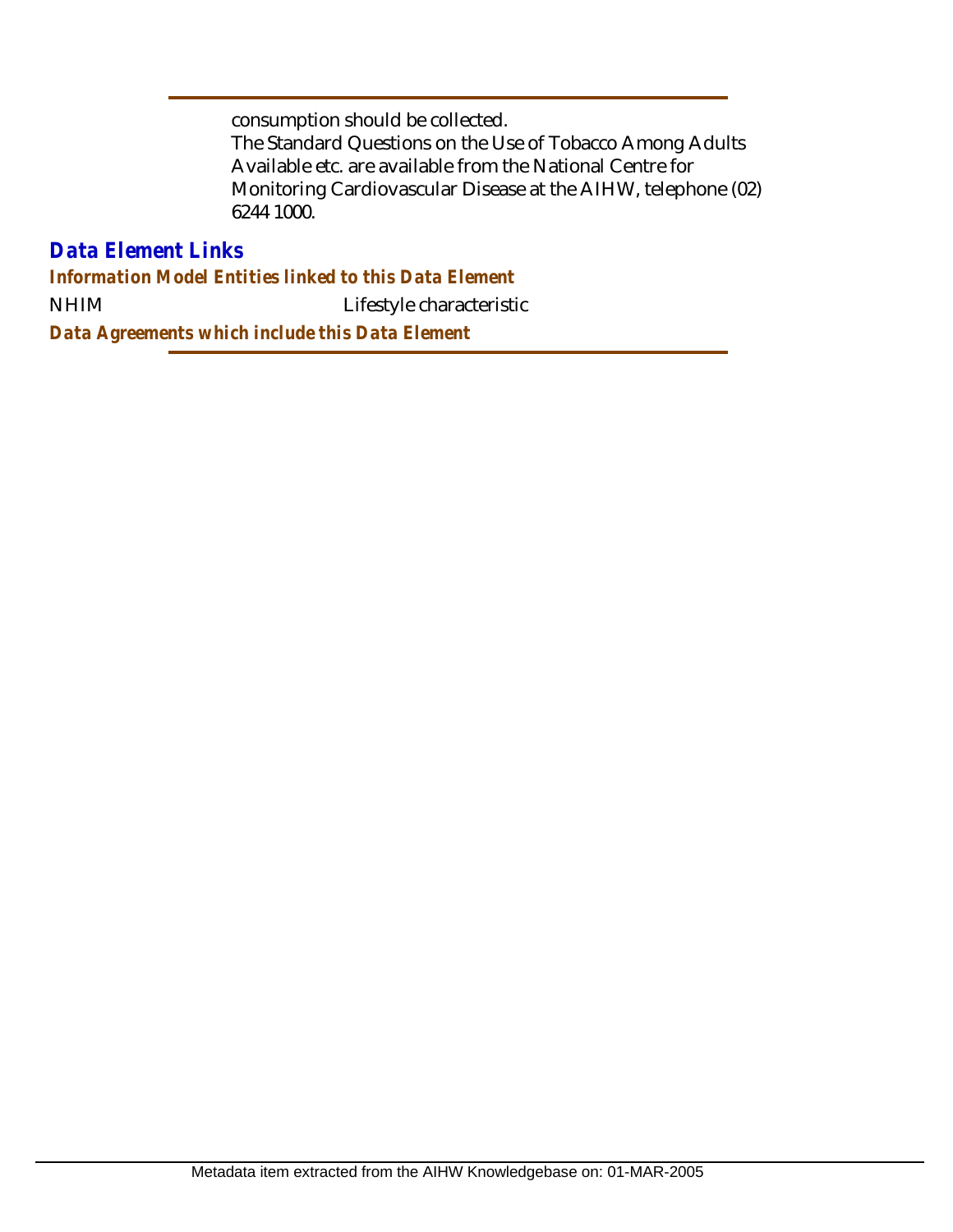consumption should be collected.
The Standard Questions on the Use of Tobacco Among Adults Available etc. are available from the National Centre for Monitoring Cardiovascular Disease at the AIHW, telephone (02) 6244 1000.

## Data Element Links

### Information Model Entities linked to this Data Element

| | |
|---|---|
| NHIM | Lifestyle characteristic |

### Data Agreements which include this Data Element